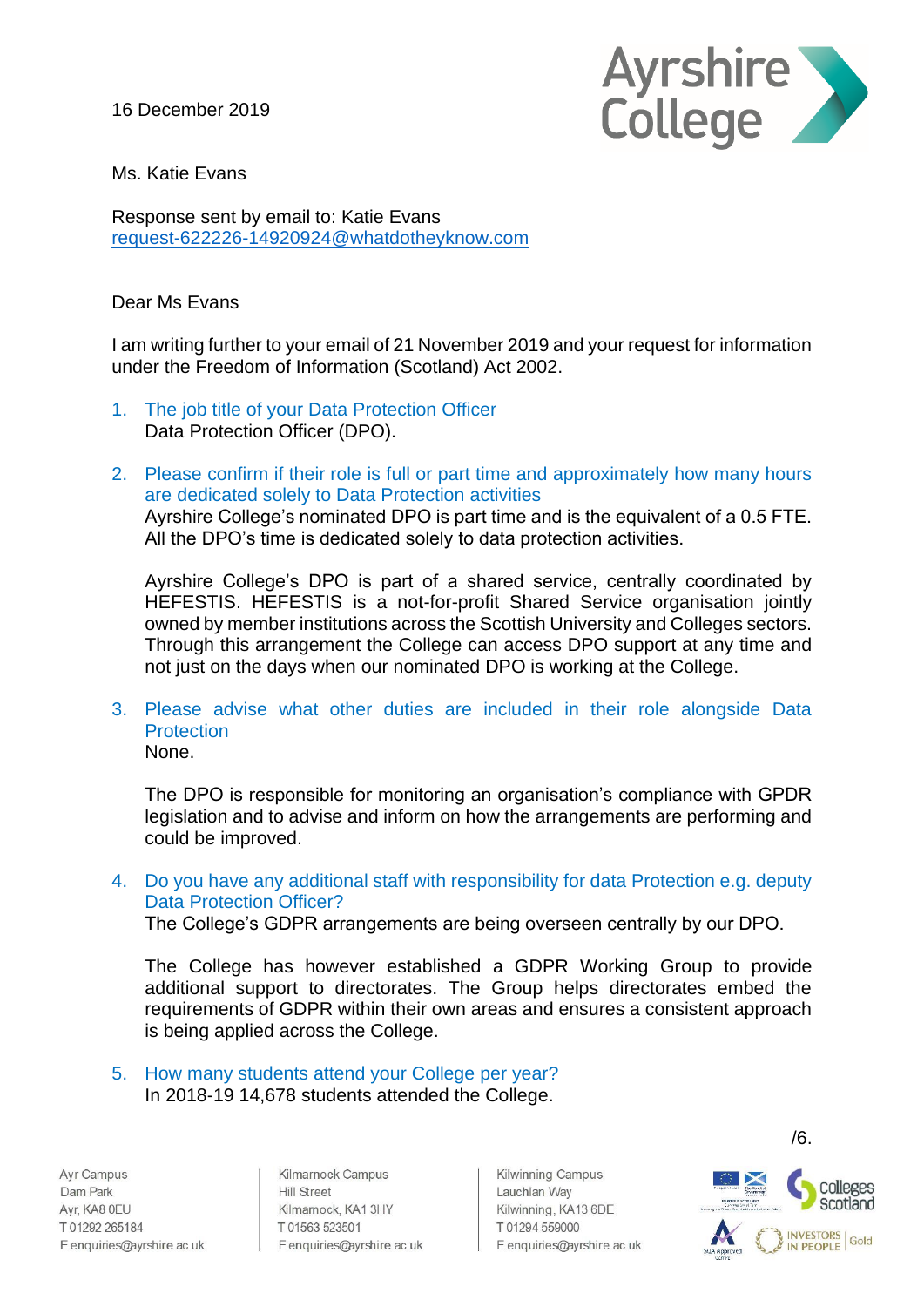16 December 2019

Ms. Katie Evans

Response sent by email to: Katie Evans
request-622226-14920924@whatdotheyknow.com

Dear Ms Evans

I am writing further to your email of 21 November 2019 and your request for information under the Freedom of Information (Scotland) Act 2002.

1. The job title of your Data Protection Officer
   Data Protection Officer (DPO).

2. Please confirm if their role is full or part time and approximately how many hours are dedicated solely to Data Protection activities
   Ayrshire College's nominated DPO is part time and is the equivalent of a 0.5 FTE. All the DPO's time is dedicated solely to data protection activities.

   Ayrshire College's DPO is part of a shared service, centrally coordinated by HEFESTIS. HEFESTIS is a not-for-profit Shared Service organisation jointly owned by member institutions across the Scottish University and Colleges sectors. Through this arrangement the College can access DPO support at any time and not just on the days when our nominated DPO is working at the College.

3. Please advise what other duties are included in their role alongside Data Protection
   None.

   The DPO is responsible for monitoring an organisation's compliance with GPDR legislation and to advise and inform on how the arrangements are performing and could be improved.

4. Do you have any additional staff with responsibility for data Protection e.g. deputy Data Protection Officer?
   The College's GDPR arrangements are being overseen centrally by our DPO.

   The College has however established a GDPR Working Group to provide additional support to directorates. The Group helps directorates embed the requirements of GDPR within their own areas and ensures a consistent approach is being applied across the College.

5. How many students attend your College per year?
   In 2018-19 14,678 students attended the College.

/6.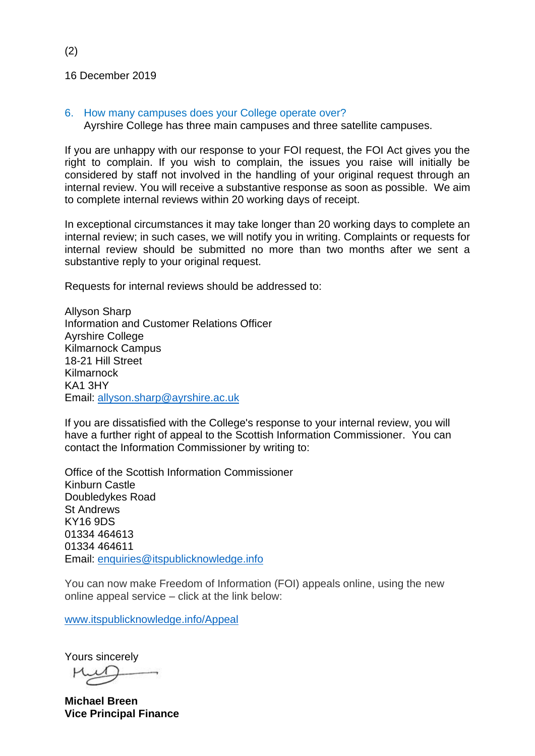(2)

16 December 2019

6. How many campuses does your College operate over?
   Ayrshire College has three main campuses and three satellite campuses.

If you are unhappy with our response to your FOI request, the FOI Act gives you the right to complain. If you wish to complain, the issues you raise will initially be considered by staff not involved in the handling of your original request through an internal review. You will receive a substantive response as soon as possible. We aim to complete internal reviews within 20 working days of receipt.

In exceptional circumstances it may take longer than 20 working days to complete an internal review; in such cases, we will notify you in writing. Complaints or requests for internal review should be submitted no more than two months after we sent a substantive reply to your original request.

Requests for internal reviews should be addressed to:

Allyson Sharp
Information and Customer Relations Officer
Ayrshire College
Kilmarnock Campus
18-21 Hill Street
Kilmarnock
KA1 3HY
Email: allyson.sharp@ayrshire.ac.uk

If you are dissatisfied with the College's response to your internal review, you will have a further right of appeal to the Scottish Information Commissioner. You can contact the Information Commissioner by writing to:

Office of the Scottish Information Commissioner
Kinburn Castle
Doubledykes Road
St Andrews
KY16 9DS
01334 464613
01334 464611
Email: enquiries@itspublicknowledge.info

You can now make Freedom of Information (FOI) appeals online, using the new online appeal service – click at the link below:

www.itspublicknowledge.info/Appeal

Yours sincerely

**Michael Breen**
**Vice Principal Finance**